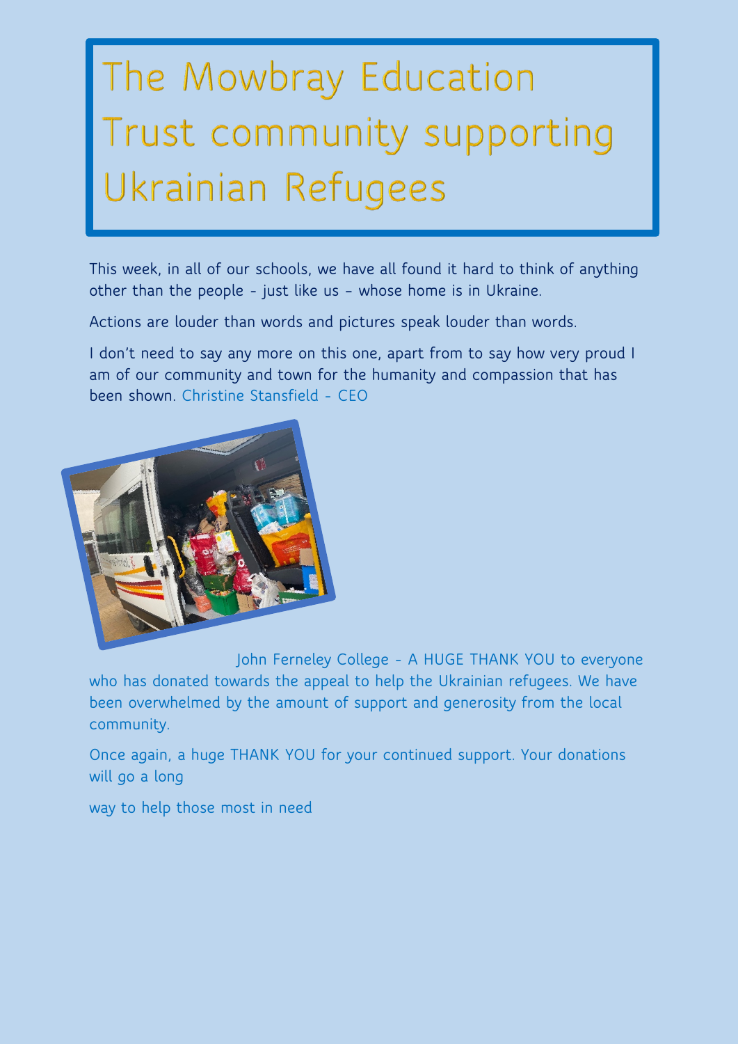# The Mowbray Education Trust community supporting Ukrainian Refugees

This week, in all of our schools, we have all found it hard to think of anything other than the people - just like us – whose home is in Ukraine.

Actions are louder than words and pictures speak louder than words.

I don't need to say any more on this one, apart from to say how very proud I am of our community and town for the humanity and compassion that has been shown. Christine Stansfield - CEO

John Ferneley College - A HUGE THANK YOU to everyone who has donated towards the appeal to help the Ukrainian refugees. We have been overwhelmed by the amount of support and generosity from the local community.

Once again, a huge THANK YOU for your continued support. Your donations will go a long

way to help those most in need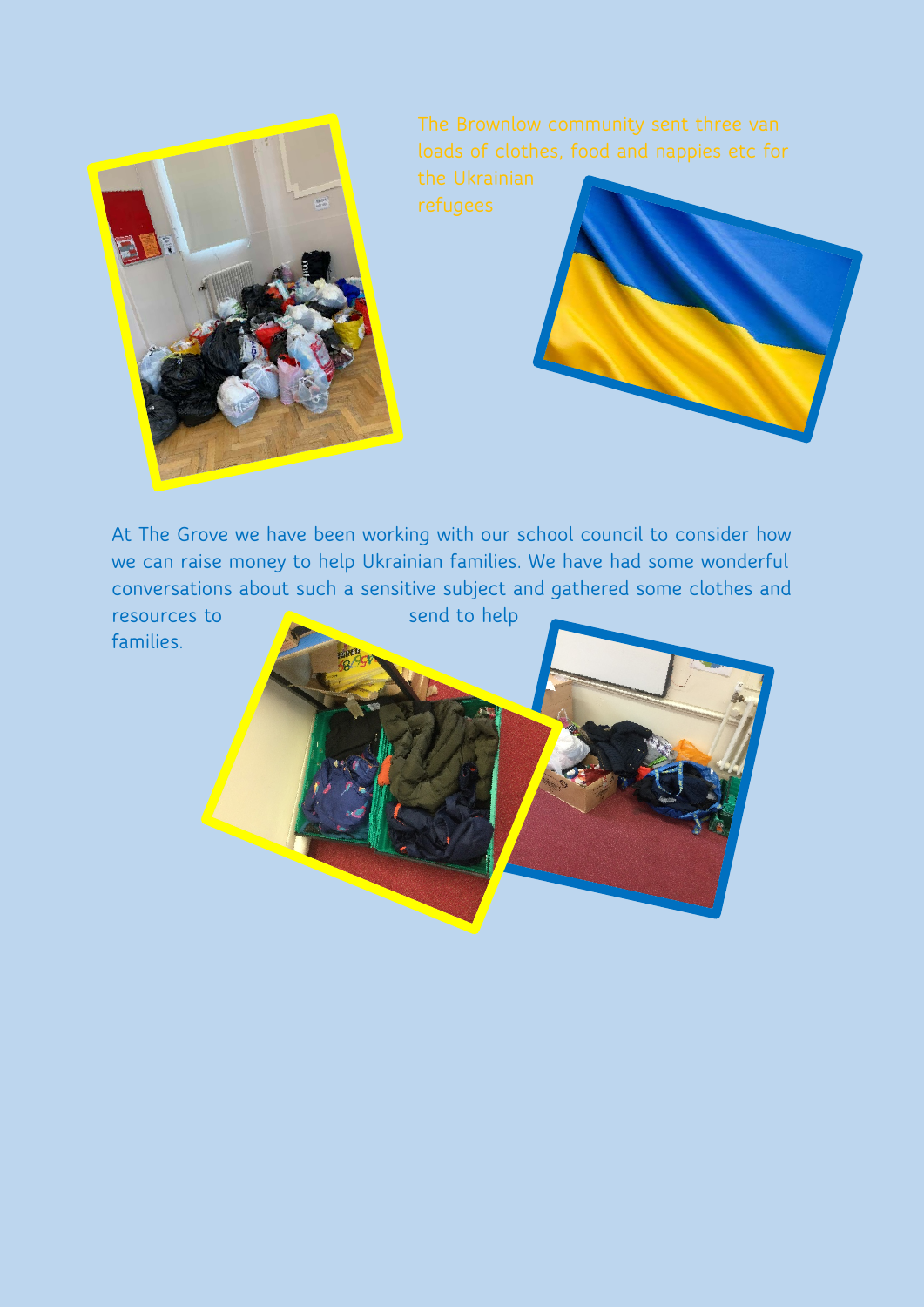The Brownlow community sent three van loads of clothes, food and nappies etc for the Ukrainian refugees

At The Grove we have been working with our school council to consider how we can raise money to help Ukrainian families. We have had some wonderful conversations about such a sensitive subject and gathered some clothes and resources to send to help families.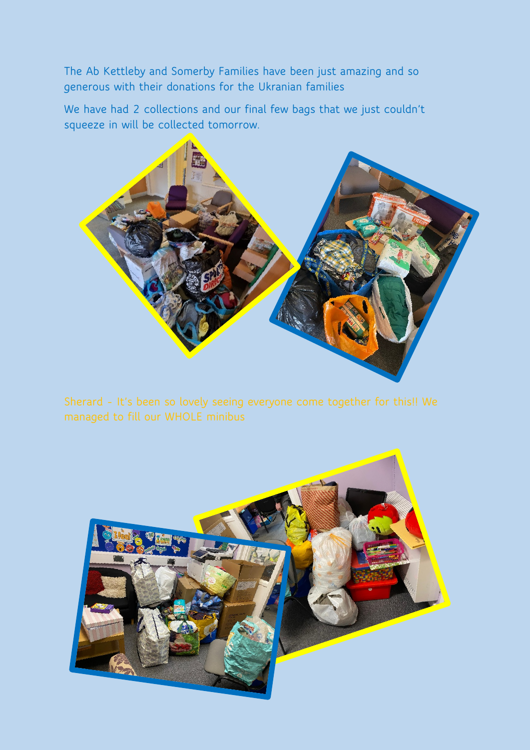The Ab Kettleby and Somerby Families have been just amazing and so generous with their donations for the Ukranian families

We have had 2 collections and our final few bags that we just couldn't squeeze in will be collected tomorrow.

Sherard - It's been so lovely seeing everyone come together for this!! We managed to fill our WHOLE minibus